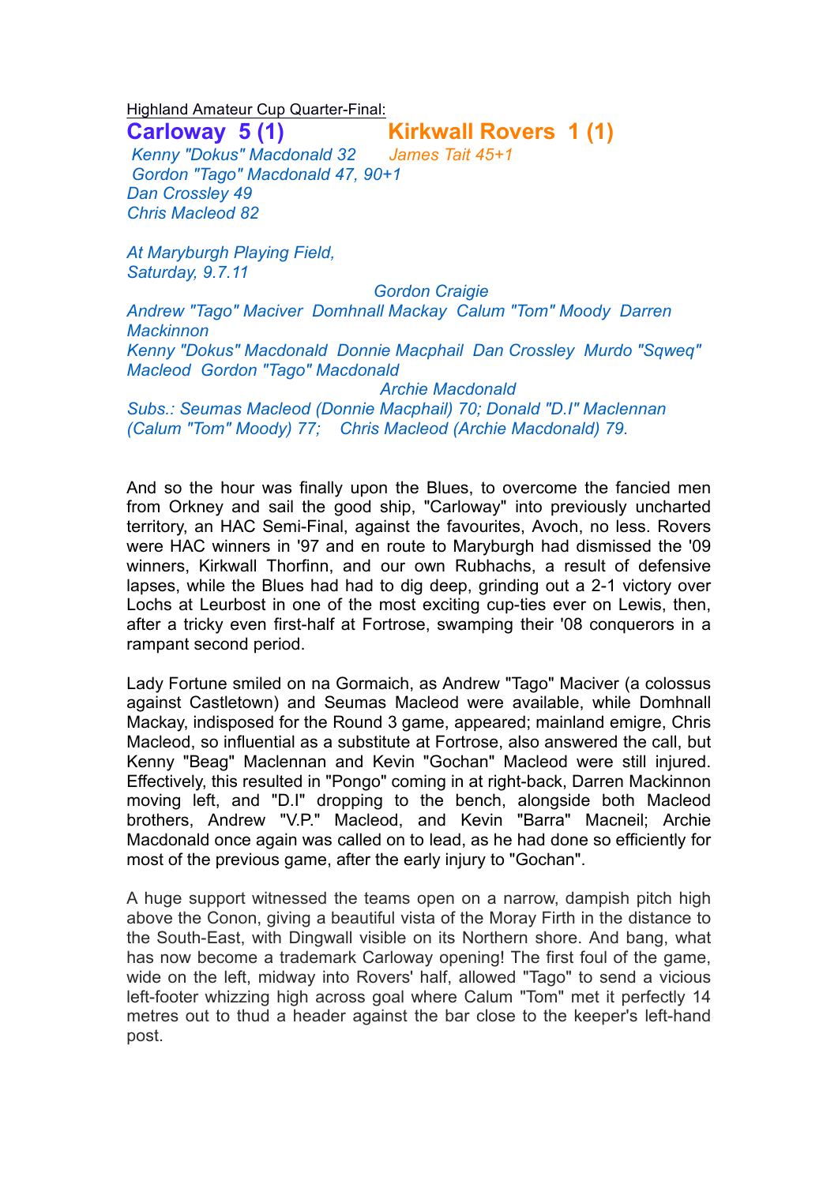Highland Amateur Cup Quarter-Final:

## Carloway 5 (1) Kirkwall Rovers 1 (1)

*Kenny "Dokus" Macdonald 32* *James Tait 45+1*
*Gordon "Tago" Macdonald 47, 90+1*
*Dan Crossley 49*
*Chris Macleod 82*

*At Maryburgh Playing Field,*
*Saturday, 9.7.11*

*Gordon Craigie*
*Andrew "Tago" Maciver Domhnall Mackay Calum "Tom" Moody Darren Mackinnon*
*Kenny "Dokus" Macdonald Donnie Macphail Dan Crossley Murdo "Sqweq" Macleod Gordon "Tago" Macdonald*
*Archie Macdonald*
*Subs.: Seumas Macleod (Donnie Macphail) 70; Donald "D.I" Maclennan (Calum "Tom" Moody) 77; Chris Macleod (Archie Macdonald) 79.*

And so the hour was finally upon the Blues, to overcome the fancied men from Orkney and sail the good ship, "Carloway" into previously uncharted territory, an HAC Semi-Final, against the favourites, Avoch, no less. Rovers were HAC winners in '97 and en route to Maryburgh had dismissed the '09 winners, Kirkwall Thorfinn, and our own Rubhachs, a result of defensive lapses, while the Blues had had to dig deep, grinding out a 2-1 victory over Lochs at Leurbost in one of the most exciting cup-ties ever on Lewis, then, after a tricky even first-half at Fortrose, swamping their '08 conquerors in a rampant second period.

Lady Fortune smiled on na Gormaich, as Andrew "Tago" Maciver (a colossus against Castletown) and Seumas Macleod were available, while Domhnall Mackay, indisposed for the Round 3 game, appeared; mainland emigre, Chris Macleod, so influential as a substitute at Fortrose, also answered the call, but Kenny "Beag" Maclennan and Kevin "Gochan" Macleod were still injured. Effectively, this resulted in "Pongo" coming in at right-back, Darren Mackinnon moving left, and "D.I" dropping to the bench, alongside both Macleod brothers, Andrew "V.P." Macleod, and Kevin "Barra" Macneil; Archie Macdonald once again was called on to lead, as he had done so efficiently for most of the previous game, after the early injury to "Gochan".

A huge support witnessed the teams open on a narrow, dampish pitch high above the Conon, giving a beautiful vista of the Moray Firth in the distance to the South-East, with Dingwall visible on its Northern shore. And bang, what has now become a trademark Carloway opening! The first foul of the game, wide on the left, midway into Rovers' half, allowed "Tago" to send a vicious left-footer whizzing high across goal where Calum "Tom" met it perfectly 14 metres out to thud a header against the bar close to the keeper's left-hand post.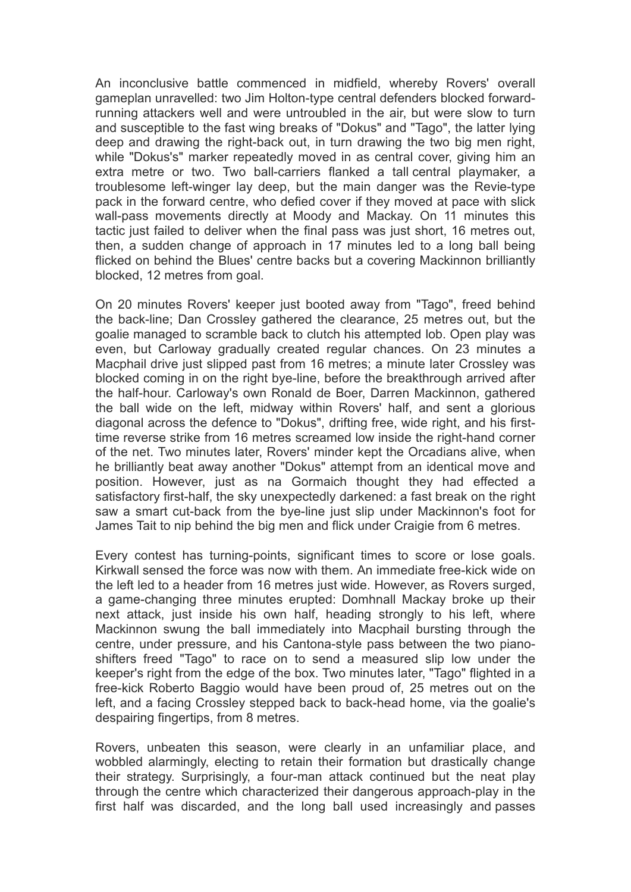An inconclusive battle commenced in midfield, whereby Rovers' overall gameplan unravelled: two Jim Holton-type central defenders blocked forward-running attackers well and were untroubled in the air, but were slow to turn and susceptible to the fast wing breaks of "Dokus" and "Tago", the latter lying deep and drawing the right-back out, in turn drawing the two big men right, while "Dokus's" marker repeatedly moved in as central cover, giving him an extra metre or two. Two ball-carriers flanked a tall central playmaker, a troublesome left-winger lay deep, but the main danger was the Revie-type pack in the forward centre, who defied cover if they moved at pace with slick wall-pass movements directly at Moody and Mackay. On 11 minutes this tactic just failed to deliver when the final pass was just short, 16 metres out, then, a sudden change of approach in 17 minutes led to a long ball being flicked on behind the Blues' centre backs but a covering Mackinnon brilliantly blocked, 12 metres from goal.

On 20 minutes Rovers' keeper just booted away from "Tago", freed behind the back-line; Dan Crossley gathered the clearance, 25 metres out, but the goalie managed to scramble back to clutch his attempted lob. Open play was even, but Carloway gradually created regular chances. On 23 minutes a Macphail drive just slipped past from 16 metres; a minute later Crossley was blocked coming in on the right bye-line, before the breakthrough arrived after the half-hour. Carloway's own Ronald de Boer, Darren Mackinnon, gathered the ball wide on the left, midway within Rovers' half, and sent a glorious diagonal across the defence to "Dokus", drifting free, wide right, and his first-time reverse strike from 16 metres screamed low inside the right-hand corner of the net. Two minutes later, Rovers' minder kept the Orcadians alive, when he brilliantly beat away another "Dokus" attempt from an identical move and position. However, just as na Gormaich thought they had effected a satisfactory first-half, the sky unexpectedly darkened: a fast break on the right saw a smart cut-back from the bye-line just slip under Mackinnon's foot for James Tait to nip behind the big men and flick under Craigie from 6 metres.

Every contest has turning-points, significant times to score or lose goals. Kirkwall sensed the force was now with them. An immediate free-kick wide on the left led to a header from 16 metres just wide. However, as Rovers surged, a game-changing three minutes erupted: Domhnall Mackay broke up their next attack, just inside his own half, heading strongly to his left, where Mackinnon swung the ball immediately into Macphail bursting through the centre, under pressure, and his Cantona-style pass between the two piano-shifters freed "Tago" to race on to send a measured slip low under the keeper's right from the edge of the box. Two minutes later, "Tago" flighted in a free-kick Roberto Baggio would have been proud of, 25 metres out on the left, and a facing Crossley stepped back to back-head home, via the goalie's despairing fingertips, from 8 metres.

Rovers, unbeaten this season, were clearly in an unfamiliar place, and wobbled alarmingly, electing to retain their formation but drastically change their strategy. Surprisingly, a four-man attack continued but the neat play through the centre which characterized their dangerous approach-play in the first half was discarded, and the long ball used increasingly and passes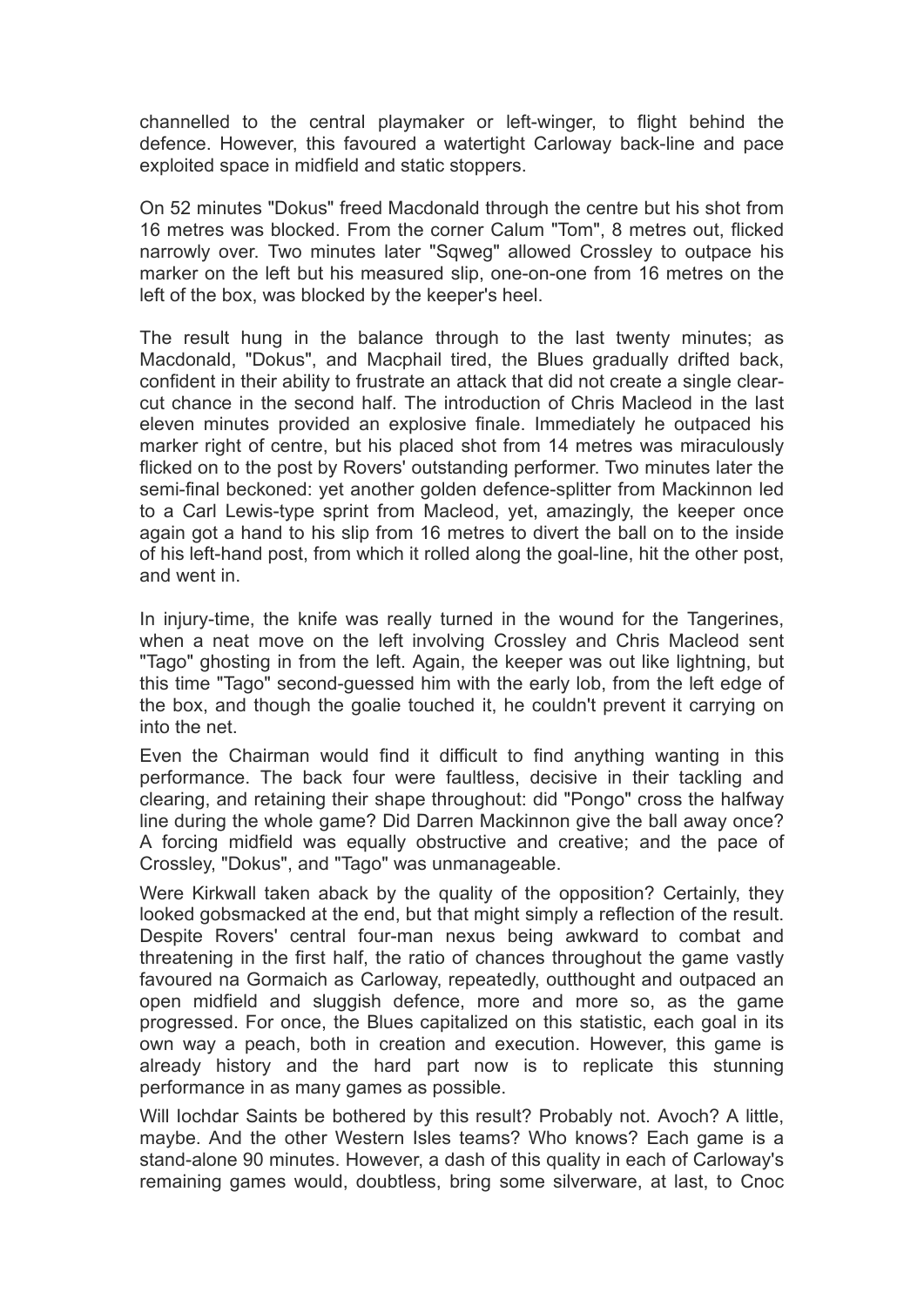channelled to the central playmaker or left-winger, to flight behind the defence. However, this favoured a watertight Carloway back-line and pace exploited space in midfield and static stoppers.

On 52 minutes "Dokus" freed Macdonald through the centre but his shot from 16 metres was blocked. From the corner Calum "Tom", 8 metres out, flicked narrowly over. Two minutes later "Sqweg" allowed Crossley to outpace his marker on the left but his measured slip, one-on-one from 16 metres on the left of the box, was blocked by the keeper's heel.

The result hung in the balance through to the last twenty minutes; as Macdonald, "Dokus", and Macphail tired, the Blues gradually drifted back, confident in their ability to frustrate an attack that did not create a single clear-cut chance in the second half. The introduction of Chris Macleod in the last eleven minutes provided an explosive finale. Immediately he outpaced his marker right of centre, but his placed shot from 14 metres was miraculously flicked on to the post by Rovers' outstanding performer. Two minutes later the semi-final beckoned: yet another golden defence-splitter from Mackinnon led to a Carl Lewis-type sprint from Macleod, yet, amazingly, the keeper once again got a hand to his slip from 16 metres to divert the ball on to the inside of his left-hand post, from which it rolled along the goal-line, hit the other post, and went in.

In injury-time, the knife was really turned in the wound for the Tangerines, when a neat move on the left involving Crossley and Chris Macleod sent "Tago" ghosting in from the left. Again, the keeper was out like lightning, but this time "Tago" second-guessed him with the early lob, from the left edge of the box, and though the goalie touched it, he couldn't prevent it carrying on into the net.

Even the Chairman would find it difficult to find anything wanting in this performance. The back four were faultless, decisive in their tackling and clearing, and retaining their shape throughout: did "Pongo" cross the halfway line during the whole game? Did Darren Mackinnon give the ball away once? A forcing midfield was equally obstructive and creative; and the pace of Crossley, "Dokus", and "Tago" was unmanageable.

Were Kirkwall taken aback by the quality of the opposition? Certainly, they looked gobsmacked at the end, but that might simply a reflection of the result. Despite Rovers' central four-man nexus being awkward to combat and threatening in the first half, the ratio of chances throughout the game vastly favoured na Gormaich as Carloway, repeatedly, outthought and outpaced an open midfield and sluggish defence, more and more so, as the game progressed. For once, the Blues capitalized on this statistic, each goal in its own way a peach, both in creation and execution. However, this game is already history and the hard part now is to replicate this stunning performance in as many games as possible.

Will Iochdar Saints be bothered by this result? Probably not. Avoch? A little, maybe. And the other Western Isles teams? Who knows? Each game is a stand-alone 90 minutes. However, a dash of this quality in each of Carloway's remaining games would, doubtless, bring some silverware, at last, to Cnoc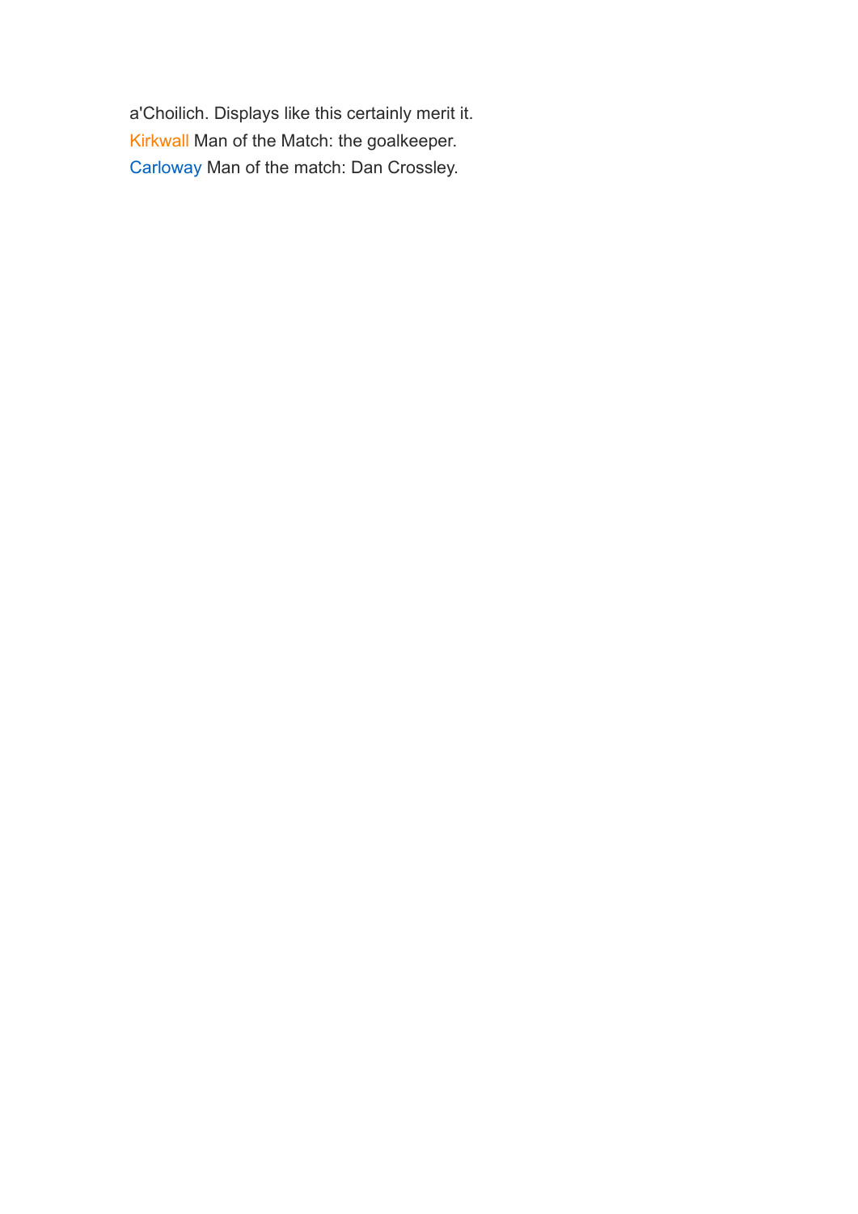a'Choilich. Displays like this certainly merit it.
Kirkwall Man of the Match: the goalkeeper.
Carloway Man of the match: Dan Crossley.